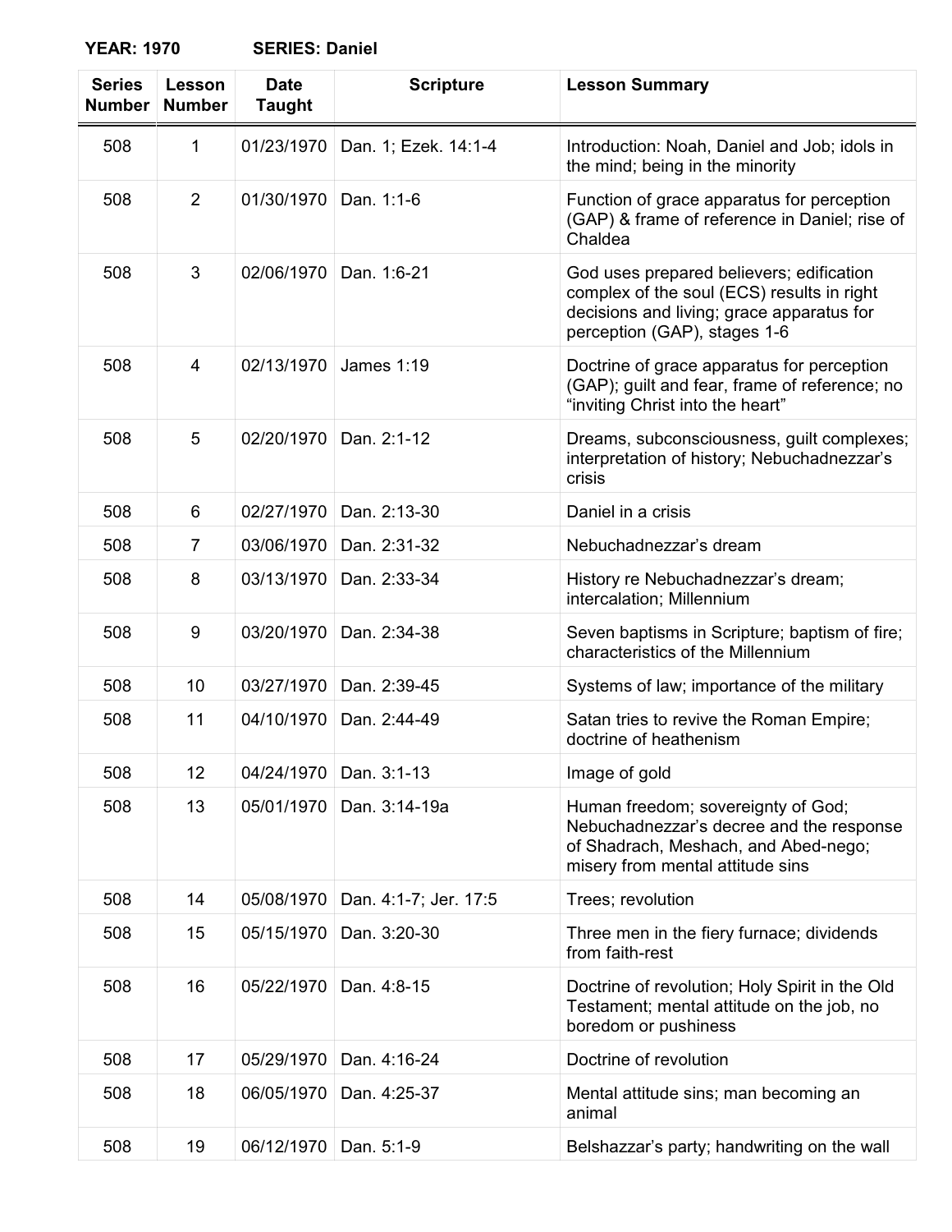**YEAR: 1970 SERIES: Daniel**

| Series Number | Lesson Number | Date Taught | Scripture | Lesson Summary |
|---|---|---|---|---|
| 508 | 1 | 01/23/1970 | Dan. 1; Ezek. 14:1-4 | Introduction: Noah, Daniel and Job; idols in the mind; being in the minority |
| 508 | 2 | 01/30/1970 | Dan. 1:1-6 | Function of grace apparatus for perception (GAP) & frame of reference in Daniel; rise of Chaldea |
| 508 | 3 | 02/06/1970 | Dan. 1:6-21 | God uses prepared believers; edification complex of the soul (ECS) results in right decisions and living; grace apparatus for perception (GAP), stages 1-6 |
| 508 | 4 | 02/13/1970 | James 1:19 | Doctrine of grace apparatus for perception (GAP); guilt and fear, frame of reference; no "inviting Christ into the heart" |
| 508 | 5 | 02/20/1970 | Dan. 2:1-12 | Dreams, subconsciousness, guilt complexes; interpretation of history; Nebuchadnezzar's crisis |
| 508 | 6 | 02/27/1970 | Dan. 2:13-30 | Daniel in a crisis |
| 508 | 7 | 03/06/1970 | Dan. 2:31-32 | Nebuchadnezzar's dream |
| 508 | 8 | 03/13/1970 | Dan. 2:33-34 | History re Nebuchadnezzar's dream; intercalation; Millennium |
| 508 | 9 | 03/20/1970 | Dan. 2:34-38 | Seven baptisms in Scripture; baptism of fire; characteristics of the Millennium |
| 508 | 10 | 03/27/1970 | Dan. 2:39-45 | Systems of law; importance of the military |
| 508 | 11 | 04/10/1970 | Dan. 2:44-49 | Satan tries to revive the Roman Empire; doctrine of heathenism |
| 508 | 12 | 04/24/1970 | Dan. 3:1-13 | Image of gold |
| 508 | 13 | 05/01/1970 | Dan. 3:14-19a | Human freedom; sovereignty of God; Nebuchadnezzar's decree and the response of Shadrach, Meshach, and Abed-nego; misery from mental attitude sins |
| 508 | 14 | 05/08/1970 | Dan. 4:1-7; Jer. 17:5 | Trees; revolution |
| 508 | 15 | 05/15/1970 | Dan. 3:20-30 | Three men in the fiery furnace; dividends from faith-rest |
| 508 | 16 | 05/22/1970 | Dan. 4:8-15 | Doctrine of revolution; Holy Spirit in the Old Testament; mental attitude on the job, no boredom or pushiness |
| 508 | 17 | 05/29/1970 | Dan. 4:16-24 | Doctrine of revolution |
| 508 | 18 | 06/05/1970 | Dan. 4:25-37 | Mental attitude sins; man becoming an animal |
| 508 | 19 | 06/12/1970 | Dan. 5:1-9 | Belshazzar's party; handwriting on the wall |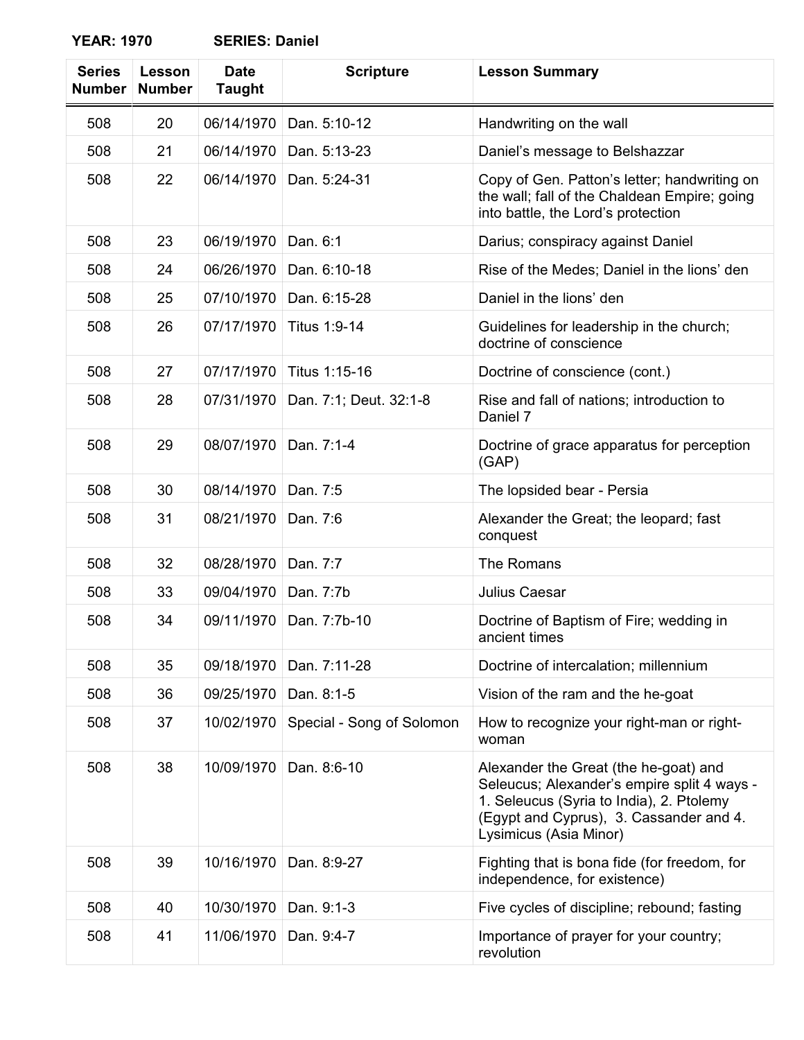**YEAR: 1970 SERIES: Daniel**

| Series Number | Lesson Number | Date Taught | Scripture | Lesson Summary |
|---|---|---|---|---|
| 508 | 20 | 06/14/1970 | Dan. 5:10-12 | Handwriting on the wall |
| 508 | 21 | 06/14/1970 | Dan. 5:13-23 | Daniel's message to Belshazzar |
| 508 | 22 | 06/14/1970 | Dan. 5:24-31 | Copy of Gen. Patton's letter; handwriting on the wall; fall of the Chaldean Empire; going into battle, the Lord's protection |
| 508 | 23 | 06/19/1970 | Dan. 6:1 | Darius; conspiracy against Daniel |
| 508 | 24 | 06/26/1970 | Dan. 6:10-18 | Rise of the Medes; Daniel in the lions' den |
| 508 | 25 | 07/10/1970 | Dan. 6:15-28 | Daniel in the lions' den |
| 508 | 26 | 07/17/1970 | Titus 1:9-14 | Guidelines for leadership in the church; doctrine of conscience |
| 508 | 27 | 07/17/1970 | Titus 1:15-16 | Doctrine of conscience (cont.) |
| 508 | 28 | 07/31/1970 | Dan. 7:1; Deut. 32:1-8 | Rise and fall of nations; introduction to Daniel 7 |
| 508 | 29 | 08/07/1970 | Dan. 7:1-4 | Doctrine of grace apparatus for perception (GAP) |
| 508 | 30 | 08/14/1970 | Dan. 7:5 | The lopsided bear - Persia |
| 508 | 31 | 08/21/1970 | Dan. 7:6 | Alexander the Great; the leopard; fast conquest |
| 508 | 32 | 08/28/1970 | Dan. 7:7 | The Romans |
| 508 | 33 | 09/04/1970 | Dan. 7:7b | Julius Caesar |
| 508 | 34 | 09/11/1970 | Dan. 7:7b-10 | Doctrine of Baptism of Fire; wedding in ancient times |
| 508 | 35 | 09/18/1970 | Dan. 7:11-28 | Doctrine of intercalation; millennium |
| 508 | 36 | 09/25/1970 | Dan. 8:1-5 | Vision of the ram and the he-goat |
| 508 | 37 | 10/02/1970 | Special - Song of Solomon | How to recognize your right-man or right-woman |
| 508 | 38 | 10/09/1970 | Dan. 8:6-10 | Alexander the Great (the he-goat) and Seleucus; Alexander's empire split 4 ways - 1. Seleucus (Syria to India), 2. Ptolemy (Egypt and Cyprus), 3. Cassander and 4. Lysimicus (Asia Minor) |
| 508 | 39 | 10/16/1970 | Dan. 8:9-27 | Fighting that is bona fide (for freedom, for independence, for existence) |
| 508 | 40 | 10/30/1970 | Dan. 9:1-3 | Five cycles of discipline; rebound; fasting |
| 508 | 41 | 11/06/1970 | Dan. 9:4-7 | Importance of prayer for your country; revolution |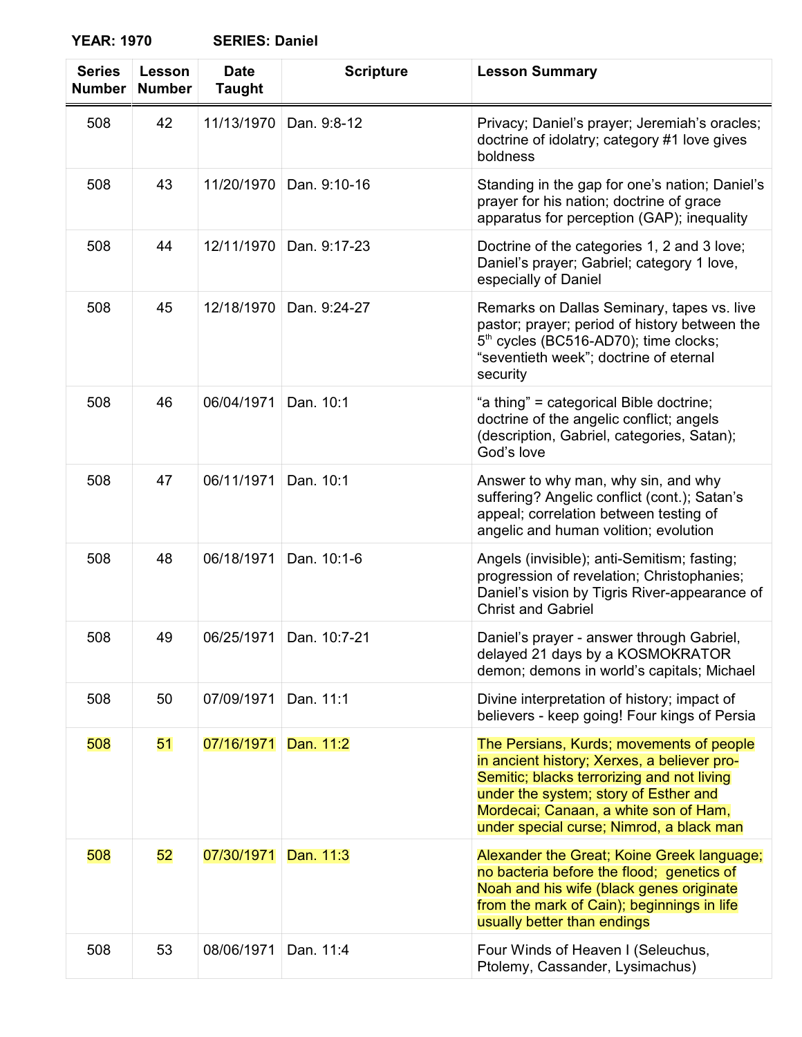**YEAR: 1970 SERIES: Daniel**

| Series Number | Lesson Number | Date Taught | Scripture | Lesson Summary |
|---|---|---|---|---|
| 508 | 42 | 11/13/1970 | Dan. 9:8-12 | Privacy; Daniel's prayer; Jeremiah's oracles; doctrine of idolatry; category #1 love gives boldness |
| 508 | 43 | 11/20/1970 | Dan. 9:10-16 | Standing in the gap for one's nation; Daniel's prayer for his nation; doctrine of grace apparatus for perception (GAP); inequality |
| 508 | 44 | 12/11/1970 | Dan. 9:17-23 | Doctrine of the categories 1, 2 and 3 love; Daniel's prayer; Gabriel; category 1 love, especially of Daniel |
| 508 | 45 | 12/18/1970 | Dan. 9:24-27 | Remarks on Dallas Seminary, tapes vs. live pastor; prayer; period of history between the 5th cycles (BC516-AD70); time clocks; "seventieth week"; doctrine of eternal security |
| 508 | 46 | 06/04/1971 | Dan. 10:1 | "a thing" = categorical Bible doctrine; doctrine of the angelic conflict; angels (description, Gabriel, categories, Satan); God's love |
| 508 | 47 | 06/11/1971 | Dan. 10:1 | Answer to why man, why sin, and why suffering? Angelic conflict (cont.); Satan's appeal; correlation between testing of angelic and human volition; evolution |
| 508 | 48 | 06/18/1971 | Dan. 10:1-6 | Angels (invisible); anti-Semitism; fasting; progression of revelation; Christophanies; Daniel's vision by Tigris River-appearance of Christ and Gabriel |
| 508 | 49 | 06/25/1971 | Dan. 10:7-21 | Daniel's prayer - answer through Gabriel, delayed 21 days by a KOSMOKRATOR demon; demons in world's capitals; Michael |
| 508 | 50 | 07/09/1971 | Dan. 11:1 | Divine interpretation of history; impact of believers - keep going! Four kings of Persia |
| 508 | 51 | 07/16/1971 | Dan. 11:2 | The Persians, Kurds; movements of people in ancient history; Xerxes, a believer pro-Semitic; blacks terrorizing and not living under the system; story of Esther and Mordecai; Canaan, a white son of Ham, under special curse; Nimrod, a black man |
| 508 | 52 | 07/30/1971 | Dan. 11:3 | Alexander the Great; Koine Greek language; no bacteria before the flood; genetics of Noah and his wife (black genes originate from the mark of Cain); beginnings in life usually better than endings |
| 508 | 53 | 08/06/1971 | Dan. 11:4 | Four Winds of Heaven I (Seleuchus, Ptolemy, Cassander, Lysimachus) |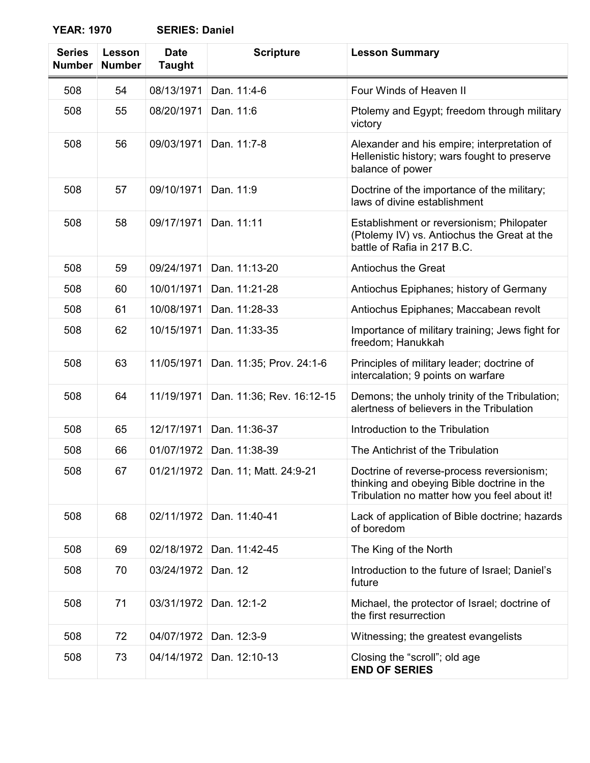**YEAR: 1970 SERIES: Daniel**

| Series Number | Lesson Number | Date Taught | Scripture | Lesson Summary |
|---|---|---|---|---|
| 508 | 54 | 08/13/1971 | Dan. 11:4-6 | Four Winds of Heaven II |
| 508 | 55 | 08/20/1971 | Dan. 11:6 | Ptolemy and Egypt; freedom through military victory |
| 508 | 56 | 09/03/1971 | Dan. 11:7-8 | Alexander and his empire; interpretation of Hellenistic history; wars fought to preserve balance of power |
| 508 | 57 | 09/10/1971 | Dan. 11:9 | Doctrine of the importance of the military; laws of divine establishment |
| 508 | 58 | 09/17/1971 | Dan. 11:11 | Establishment or reversionism; Philopater (Ptolemy IV) vs. Antiochus the Great at the battle of Rafia in 217 B.C. |
| 508 | 59 | 09/24/1971 | Dan. 11:13-20 | Antiochus the Great |
| 508 | 60 | 10/01/1971 | Dan. 11:21-28 | Antiochus Epiphanes; history of Germany |
| 508 | 61 | 10/08/1971 | Dan. 11:28-33 | Antiochus Epiphanes; Maccabean revolt |
| 508 | 62 | 10/15/1971 | Dan. 11:33-35 | Importance of military training; Jews fight for freedom; Hanukkah |
| 508 | 63 | 11/05/1971 | Dan. 11:35; Prov. 24:1-6 | Principles of military leader; doctrine of intercalation; 9 points on warfare |
| 508 | 64 | 11/19/1971 | Dan. 11:36; Rev. 16:12-15 | Demons; the unholy trinity of the Tribulation; alertness of believers in the Tribulation |
| 508 | 65 | 12/17/1971 | Dan. 11:36-37 | Introduction to the Tribulation |
| 508 | 66 | 01/07/1972 | Dan. 11:38-39 | The Antichrist of the Tribulation |
| 508 | 67 | 01/21/1972 | Dan. 11; Matt. 24:9-21 | Doctrine of reverse-process reversionism; thinking and obeying Bible doctrine in the Tribulation no matter how you feel about it! |
| 508 | 68 | 02/11/1972 | Dan. 11:40-41 | Lack of application of Bible doctrine; hazards of boredom |
| 508 | 69 | 02/18/1972 | Dan. 11:42-45 | The King of the North |
| 508 | 70 | 03/24/1972 | Dan. 12 | Introduction to the future of Israel; Daniel's future |
| 508 | 71 | 03/31/1972 | Dan. 12:1-2 | Michael, the protector of Israel; doctrine of the first resurrection |
| 508 | 72 | 04/07/1972 | Dan. 12:3-9 | Witnessing; the greatest evangelists |
| 508 | 73 | 04/14/1972 | Dan. 12:10-13 | Closing the "scroll"; old age **END OF SERIES** |